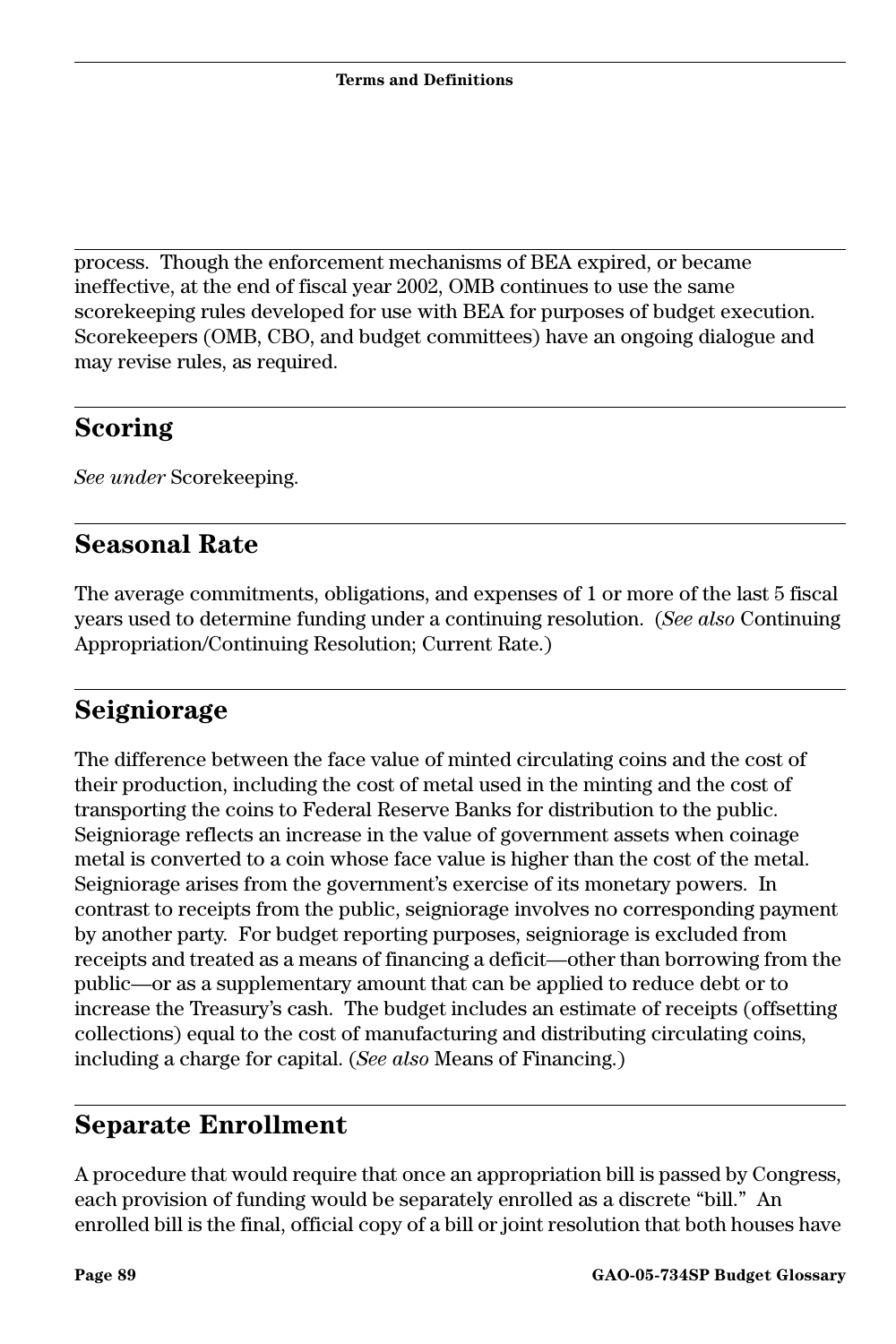process. Though the enforcement mechanisms of BEA expired, or became ineffective, at the end of fiscal year 2002, OMB continues to use the same scorekeeping rules developed for use with BEA for purposes of budget execution. Scorekeepers (OMB, CBO, and budget committees) have an ongoing dialogue and may revise rules, as required.

## Scoring

*See under* Scorekeeping.

## Seasonal Rate

The average commitments, obligations, and expenses of 1 or more of the last 5 fiscal years used to determine funding under a continuing resolution. (*See also* Continuing Appropriation/Continuing Resolution; Current Rate.)

## Seigniorage

The difference between the face value of minted circulating coins and the cost of their production, including the cost of metal used in the minting and the cost of transporting the coins to Federal Reserve Banks for distribution to the public. Seigniorage reflects an increase in the value of government assets when coinage metal is converted to a coin whose face value is higher than the cost of the metal. Seigniorage arises from the government's exercise of its monetary powers. In contrast to receipts from the public, seigniorage involves no corresponding payment by another party. For budget reporting purposes, seigniorage is excluded from receipts and treated as a means of financing a deficit—other than borrowing from the public—or as a supplementary amount that can be applied to reduce debt or to increase the Treasury's cash. The budget includes an estimate of receipts (offsetting collections) equal to the cost of manufacturing and distributing circulating coins, including a charge for capital. (*See also* Means of Financing.)

## Separate Enrollment

A procedure that would require that once an appropriation bill is passed by Congress, each provision of funding would be separately enrolled as a discrete "bill." An enrolled bill is the final, official copy of a bill or joint resolution that both houses have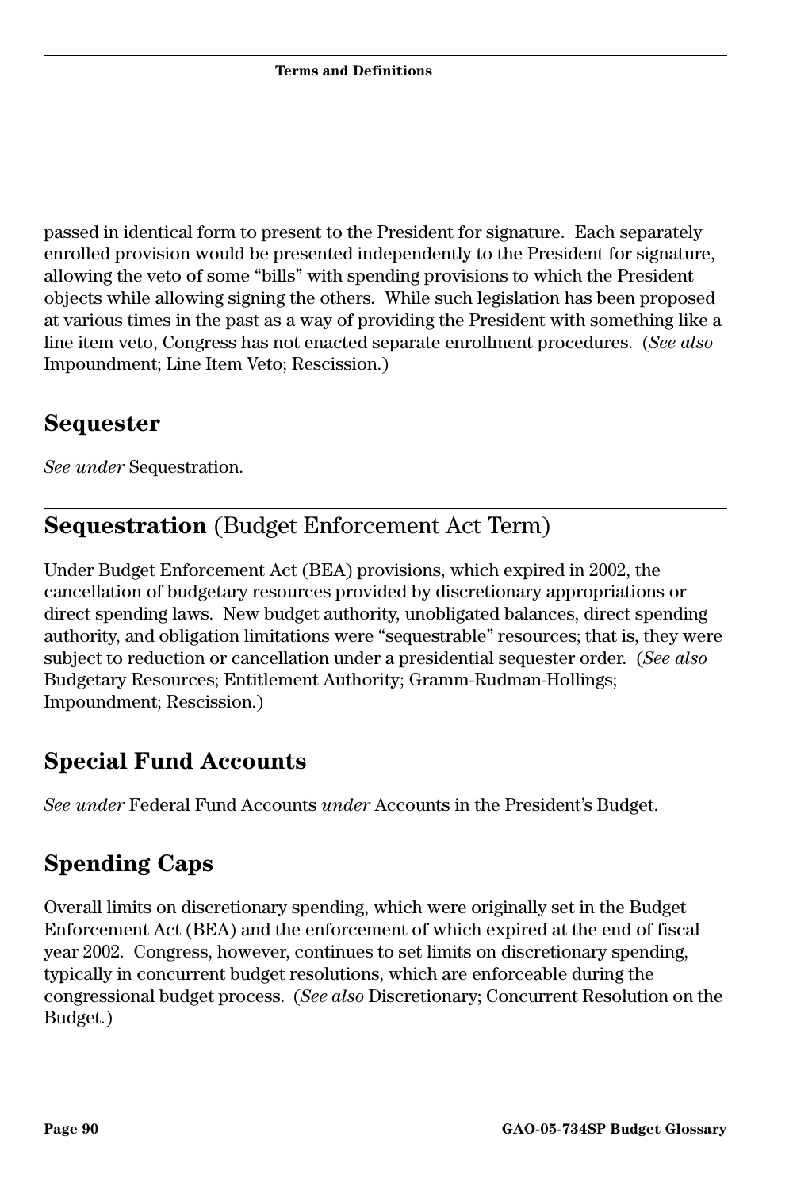passed in identical form to present to the President for signature. Each separately enrolled provision would be presented independently to the President for signature, allowing the veto of some "bills" with spending provisions to which the President objects while allowing signing the others. While such legislation has been proposed at various times in the past as a way of providing the President with something like a line item veto, Congress has not enacted separate enrollment procedures. (*See also* Impoundment; Line Item Veto; Rescission.)

## Sequester

*See under* Sequestration.

## Sequestration (Budget Enforcement Act Term)

Under Budget Enforcement Act (BEA) provisions, which expired in 2002, the cancellation of budgetary resources provided by discretionary appropriations or direct spending laws. New budget authority, unobligated balances, direct spending authority, and obligation limitations were "sequestrable" resources; that is, they were subject to reduction or cancellation under a presidential sequester order. (*See also* Budgetary Resources; Entitlement Authority; Gramm-Rudman-Hollings; Impoundment; Rescission.)

## Special Fund Accounts

*See under* Federal Fund Accounts *under* Accounts in the President's Budget.

## Spending Caps

Overall limits on discretionary spending, which were originally set in the Budget Enforcement Act (BEA) and the enforcement of which expired at the end of fiscal year 2002. Congress, however, continues to set limits on discretionary spending, typically in concurrent budget resolutions, which are enforceable during the congressional budget process. (*See also* Discretionary; Concurrent Resolution on the Budget.)